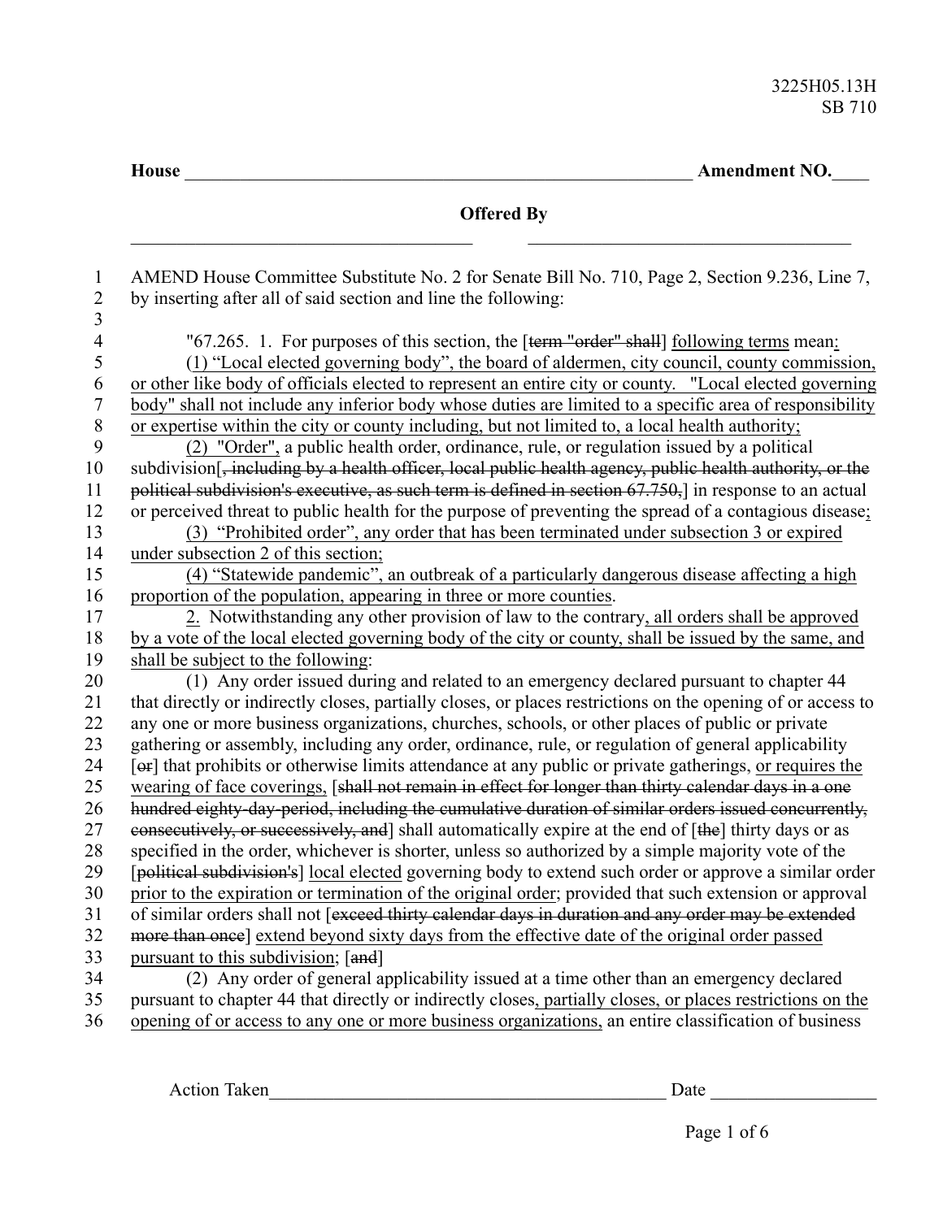3225H05.13H
SB 710

**House** ____________________________________________________ **Amendment NO.**____

**Offered By**

_________________________________ _________________________________

AMEND House Committee Substitute No. 2 for Senate Bill No. 710, Page 2, Section 9.236, Line 7, by inserting after all of said section and line the following:

"67.265. 1. For purposes of this section, the [~~term "order" shall~~] <u>following terms</u> mean<u>:</u>

<u>(1) "Local elected governing body", the board of aldermen, city council, county commission, or other like body of officials elected to represent an entire city or county. "Local elected governing body" shall not include any inferior body whose duties are limited to a specific area of responsibility or expertise within the city or county including, but not limited to, a local health authority;</u>

<u>(2) "Order",</u> a public health order, ordinance, rule, or regulation issued by a political subdivision[~~, including by a health officer, local public health agency, public health authority, or the political subdivision's executive, as such term is defined in section 67.750,~~] in response to an actual or perceived threat to public health for the purpose of preventing the spread of a contagious disease<u>;</u>

<u>(3) "Prohibited order", any order that has been terminated under subsection 3 or expired under subsection 2 of this section;</u>

<u>(4) "Statewide pandemic", an outbreak of a particularly dangerous disease affecting a high proportion of the population, appearing in three or more counties</u>.

<u>2.</u> Notwithstanding any other provision of law to the contrary<u>, all orders shall be approved by a vote of the local elected governing body of the city or county, shall be issued by the same, and shall be subject to the following</u>:

(1) Any order issued during and related to an emergency declared pursuant to chapter 44 that directly or indirectly closes, partially closes, or places restrictions on the opening of or access to any one or more business organizations, churches, schools, or other places of public or private gathering or assembly, including any order, ordinance, rule, or regulation of general applicability [~~or~~] that prohibits or otherwise limits attendance at any public or private gatherings, <u>or requires the wearing of face coverings,</u> [~~shall not remain in effect for longer than thirty calendar days in a one hundred eighty-day-period, including the cumulative duration of similar orders issued concurrently, consecutively, or successively, and~~] shall automatically expire at the end of [~~the~~] thirty days or as specified in the order, whichever is shorter, unless so authorized by a simple majority vote of the [~~political subdivision's~~] <u>local elected</u> governing body to extend such order or approve a similar order <u>prior to the expiration or termination of the original order</u>; provided that such extension or approval of similar orders shall not [~~exceed thirty calendar days in duration and any order may be extended more than once~~] <u>extend beyond sixty days from the effective date of the original order passed pursuant to this subdivision</u>; [~~and~~]

(2) Any order of general applicability issued at a time other than an emergency declared pursuant to chapter 44 that directly or indirectly closes<u>, partially closes, or places restrictions on the opening of or access to any one or more business organizations,</u> an entire classification of business

Action Taken_____________________________________________ Date __________________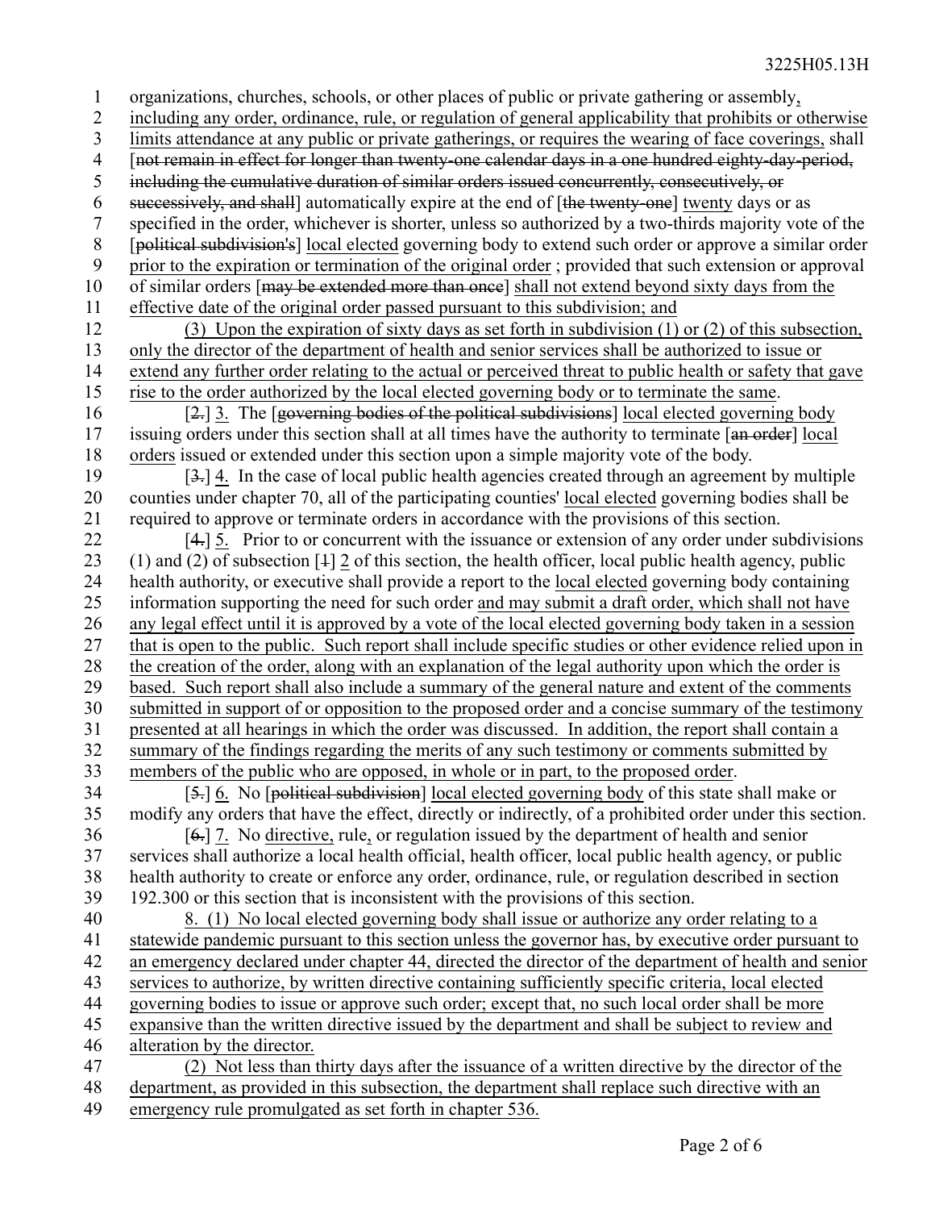organizations, churches, schools, or other places of public or private gathering or assembly, including any order, ordinance, rule, or regulation of general applicability that prohibits or otherwise limits attendance at any public or private gatherings, or requires the wearing of face coverings, shall [~~not remain in effect for longer than twenty-one calendar days in a one hundred eighty-day-period, including the cumulative duration of similar orders issued concurrently, consecutively, or successively, and shall~~] automatically expire at the end of [~~the twenty-one~~] twenty days or as specified in the order, whichever is shorter, unless so authorized by a two-thirds majority vote of the [~~political subdivision's~~] local elected governing body to extend such order or approve a similar order prior to the expiration or termination of the original order ; provided that such extension or approval of similar orders [~~may be extended more than once~~] shall not extend beyond sixty days from the effective date of the original order passed pursuant to this subdivision; and

(3) Upon the expiration of sixty days as set forth in subdivision (1) or (2) of this subsection, only the director of the department of health and senior services shall be authorized to issue or extend any further order relating to the actual or perceived threat to public health or safety that gave rise to the order authorized by the local elected governing body or to terminate the same.

[~~2.~~] 3. The [~~governing bodies of the political subdivisions~~] local elected governing body issuing orders under this section shall at all times have the authority to terminate [~~an order~~] local orders issued or extended under this section upon a simple majority vote of the body.

[~~3.~~] 4. In the case of local public health agencies created through an agreement by multiple counties under chapter 70, all of the participating counties' local elected governing bodies shall be required to approve or terminate orders in accordance with the provisions of this section.

[~~4.~~] 5. Prior to or concurrent with the issuance or extension of any order under subdivisions (1) and (2) of subsection [~~1~~] 2 of this section, the health officer, local public health agency, public health authority, or executive shall provide a report to the local elected governing body containing information supporting the need for such order and may submit a draft order, which shall not have any legal effect until it is approved by a vote of the local elected governing body taken in a session that is open to the public. Such report shall include specific studies or other evidence relied upon in the creation of the order, along with an explanation of the legal authority upon which the order is based. Such report shall also include a summary of the general nature and extent of the comments submitted in support of or opposition to the proposed order and a concise summary of the testimony presented at all hearings in which the order was discussed. In addition, the report shall contain a summary of the findings regarding the merits of any such testimony or comments submitted by members of the public who are opposed, in whole or in part, to the proposed order.

[~~5.~~] 6. No [~~political subdivision~~] local elected governing body of this state shall make or modify any orders that have the effect, directly or indirectly, of a prohibited order under this section.

[~~6.~~] 7. No directive, rule, or regulation issued by the department of health and senior services shall authorize a local health official, health officer, local public health agency, or public health authority to create or enforce any order, ordinance, rule, or regulation described in section 192.300 or this section that is inconsistent with the provisions of this section.

8. (1) No local elected governing body shall issue or authorize any order relating to a statewide pandemic pursuant to this section unless the governor has, by executive order pursuant to an emergency declared under chapter 44, directed the director of the department of health and senior services to authorize, by written directive containing sufficiently specific criteria, local elected governing bodies to issue or approve such order; except that, no such local order shall be more expansive than the written directive issued by the department and shall be subject to review and alteration by the director.

(2) Not less than thirty days after the issuance of a written directive by the director of the department, as provided in this subsection, the department shall replace such directive with an emergency rule promulgated as set forth in chapter 536.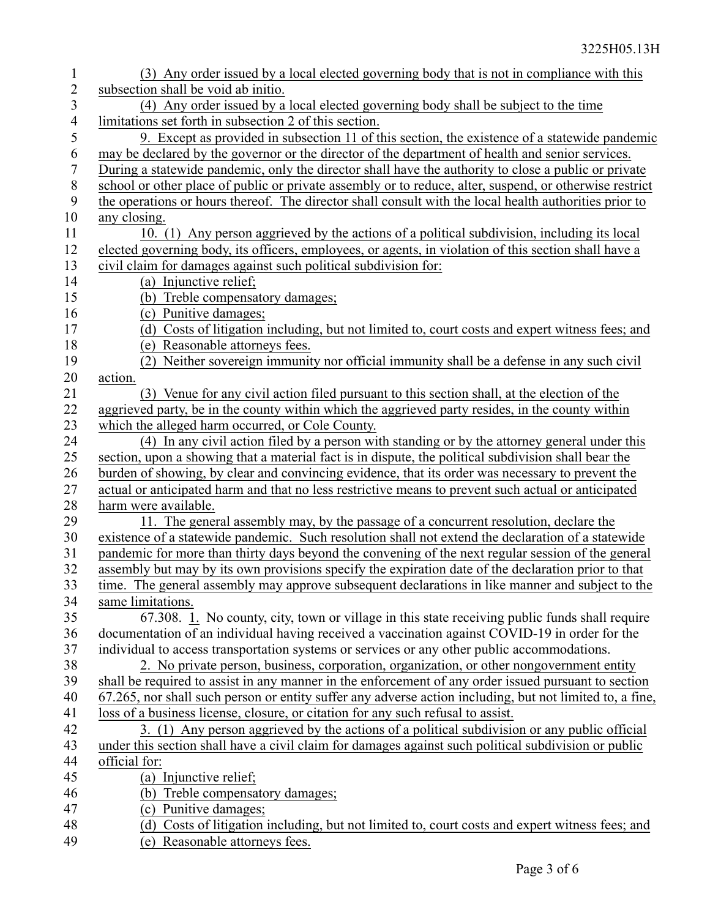(3) Any order issued by a local elected governing body that is not in compliance with this subsection shall be void ab initio.

(4) Any order issued by a local elected governing body shall be subject to the time limitations set forth in subsection 2 of this section.

9. Except as provided in subsection 11 of this section, the existence of a statewide pandemic may be declared by the governor or the director of the department of health and senior services. During a statewide pandemic, only the director shall have the authority to close a public or private school or other place of public or private assembly or to reduce, alter, suspend, or otherwise restrict the operations or hours thereof. The director shall consult with the local health authorities prior to any closing.

10. (1) Any person aggrieved by the actions of a political subdivision, including its local elected governing body, its officers, employees, or agents, in violation of this section shall have a civil claim for damages against such political subdivision for:

(a) Injunctive relief;

(b) Treble compensatory damages;

(c) Punitive damages;

(d) Costs of litigation including, but not limited to, court costs and expert witness fees; and

(e) Reasonable attorneys fees.

(2) Neither sovereign immunity nor official immunity shall be a defense in any such civil action.

(3) Venue for any civil action filed pursuant to this section shall, at the election of the aggrieved party, be in the county within which the aggrieved party resides, in the county within which the alleged harm occurred, or Cole County.

(4) In any civil action filed by a person with standing or by the attorney general under this section, upon a showing that a material fact is in dispute, the political subdivision shall bear the burden of showing, by clear and convincing evidence, that its order was necessary to prevent the actual or anticipated harm and that no less restrictive means to prevent such actual or anticipated harm were available.

11. The general assembly may, by the passage of a concurrent resolution, declare the existence of a statewide pandemic. Such resolution shall not extend the declaration of a statewide pandemic for more than thirty days beyond the convening of the next regular session of the general assembly but may by its own provisions specify the expiration date of the declaration prior to that time. The general assembly may approve subsequent declarations in like manner and subject to the same limitations.

67.308. 1. No county, city, town or village in this state receiving public funds shall require documentation of an individual having received a vaccination against COVID-19 in order for the individual to access transportation systems or services or any other public accommodations.

2. No private person, business, corporation, organization, or other nongovernment entity shall be required to assist in any manner in the enforcement of any order issued pursuant to section 67.265, nor shall such person or entity suffer any adverse action including, but not limited to, a fine, loss of a business license, closure, or citation for any such refusal to assist.

3. (1) Any person aggrieved by the actions of a political subdivision or any public official under this section shall have a civil claim for damages against such political subdivision or public official for:

(a) Injunctive relief;

(b) Treble compensatory damages;

(c) Punitive damages;

(d) Costs of litigation including, but not limited to, court costs and expert witness fees; and

(e) Reasonable attorneys fees.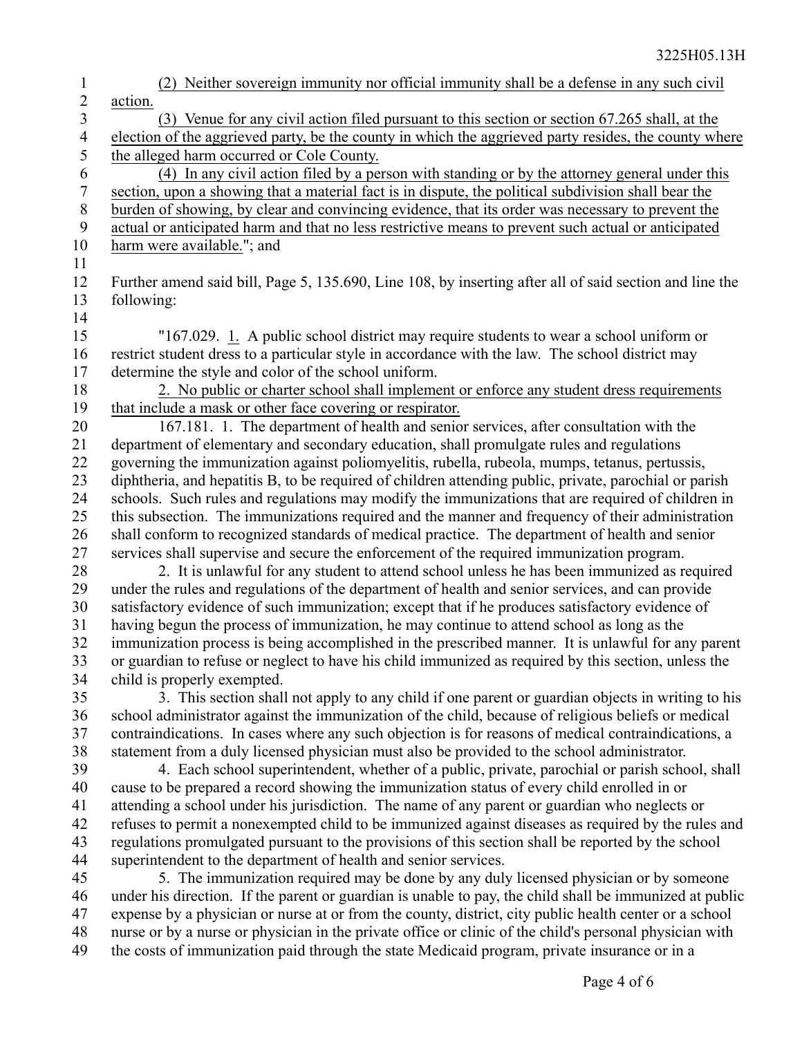(2) Neither sovereign immunity nor official immunity shall be a defense in any such civil action.

(3) Venue for any civil action filed pursuant to this section or section 67.265 shall, at the election of the aggrieved party, be the county in which the aggrieved party resides, the county where the alleged harm occurred or Cole County.

(4) In any civil action filed by a person with standing or by the attorney general under this section, upon a showing that a material fact is in dispute, the political subdivision shall bear the burden of showing, by clear and convincing evidence, that its order was necessary to prevent the actual or anticipated harm and that no less restrictive means to prevent such actual or anticipated harm were available."; and

Further amend said bill, Page 5, 135.690, Line 108, by inserting after all of said section and line the following:

"167.029. 1. A public school district may require students to wear a school uniform or restrict student dress to a particular style in accordance with the law. The school district may determine the style and color of the school uniform.

2. No public or charter school shall implement or enforce any student dress requirements that include a mask or other face covering or respirator.

167.181. 1. The department of health and senior services, after consultation with the department of elementary and secondary education, shall promulgate rules and regulations governing the immunization against poliomyelitis, rubella, rubeola, mumps, tetanus, pertussis, diphtheria, and hepatitis B, to be required of children attending public, private, parochial or parish schools. Such rules and regulations may modify the immunizations that are required of children in this subsection. The immunizations required and the manner and frequency of their administration shall conform to recognized standards of medical practice. The department of health and senior services shall supervise and secure the enforcement of the required immunization program.

2. It is unlawful for any student to attend school unless he has been immunized as required under the rules and regulations of the department of health and senior services, and can provide satisfactory evidence of such immunization; except that if he produces satisfactory evidence of having begun the process of immunization, he may continue to attend school as long as the immunization process is being accomplished in the prescribed manner. It is unlawful for any parent or guardian to refuse or neglect to have his child immunized as required by this section, unless the child is properly exempted.

3. This section shall not apply to any child if one parent or guardian objects in writing to his school administrator against the immunization of the child, because of religious beliefs or medical contraindications. In cases where any such objection is for reasons of medical contraindications, a statement from a duly licensed physician must also be provided to the school administrator.

4. Each school superintendent, whether of a public, private, parochial or parish school, shall cause to be prepared a record showing the immunization status of every child enrolled in or attending a school under his jurisdiction. The name of any parent or guardian who neglects or refuses to permit a nonexempted child to be immunized against diseases as required by the rules and regulations promulgated pursuant to the provisions of this section shall be reported by the school superintendent to the department of health and senior services.

5. The immunization required may be done by any duly licensed physician or by someone under his direction. If the parent or guardian is unable to pay, the child shall be immunized at public expense by a physician or nurse at or from the county, district, city public health center or a school nurse or by a nurse or physician in the private office or clinic of the child's personal physician with the costs of immunization paid through the state Medicaid program, private insurance or in a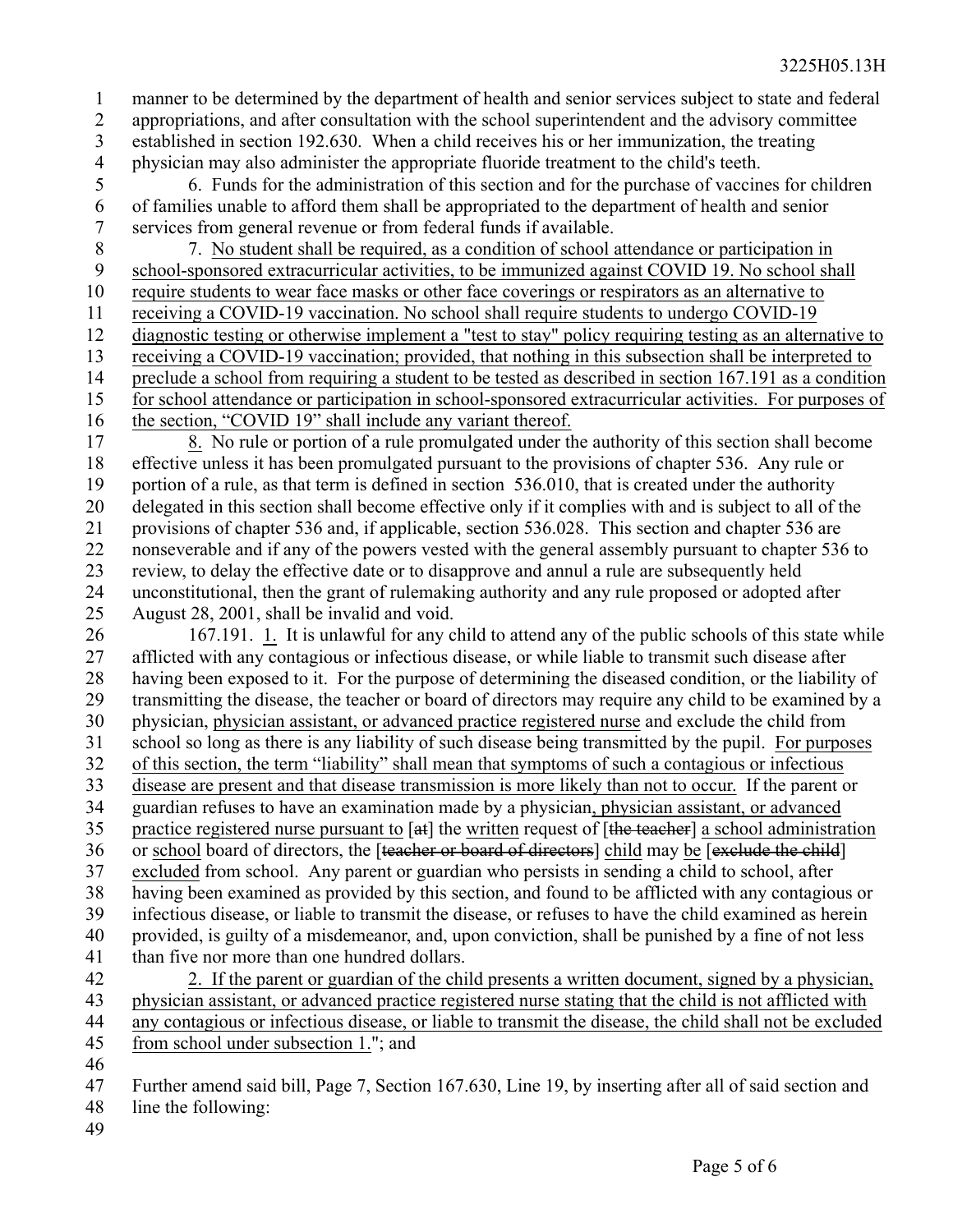manner to be determined by the department of health and senior services subject to state and federal appropriations, and after consultation with the school superintendent and the advisory committee established in section 192.630. When a child receives his or her immunization, the treating physician may also administer the appropriate fluoride treatment to the child's teeth.

6. Funds for the administration of this section and for the purchase of vaccines for children of families unable to afford them shall be appropriated to the department of health and senior services from general revenue or from federal funds if available.

7. <u>No student shall be required, as a condition of school attendance or participation in school-sponsored extracurricular activities, to be immunized against COVID 19. No school shall require students to wear face masks or other face coverings or respirators as an alternative to receiving a COVID-19 vaccination. No school shall require students to undergo COVID-19 diagnostic testing or otherwise implement a "test to stay" policy requiring testing as an alternative to receiving a COVID-19 vaccination; provided, that nothing in this subsection shall be interpreted to preclude a school from requiring a student to be tested as described in section 167.191 as a condition for school attendance or participation in school-sponsored extracurricular activities. For purposes of the section, "COVID 19" shall include any variant thereof.</u>

<u>8.</u> No rule or portion of a rule promulgated under the authority of this section shall become effective unless it has been promulgated pursuant to the provisions of chapter 536. Any rule or portion of a rule, as that term is defined in section 536.010, that is created under the authority delegated in this section shall become effective only if it complies with and is subject to all of the provisions of chapter 536 and, if applicable, section 536.028. This section and chapter 536 are nonseverable and if any of the powers vested with the general assembly pursuant to chapter 536 to review, to delay the effective date or to disapprove and annul a rule are subsequently held unconstitutional, then the grant of rulemaking authority and any rule proposed or adopted after August 28, 2001, shall be invalid and void.

167.191. <u>1.</u> It is unlawful for any child to attend any of the public schools of this state while afflicted with any contagious or infectious disease, or while liable to transmit such disease after having been exposed to it. For the purpose of determining the diseased condition, or the liability of transmitting the disease, the teacher or board of directors may require any child to be examined by a physician, <u>physician assistant, or advanced practice registered nurse</u> and exclude the child from school so long as there is any liability of such disease being transmitted by the pupil. <u>For purposes of this section, the term "liability" shall mean that symptoms of such a contagious or infectious disease are present and that disease transmission is more likely than not to occur.</u> If the parent or guardian refuses to have an examination made by a physician<u>, physician assistant, or advanced practice registered nurse pursuant to</u> [~~at~~] the <u>written</u> request of [~~the teacher~~] <u>a school administration</u> or <u>school</u> board of directors, the [~~teacher or board of directors~~] <u>child</u> may <u>be</u> [~~exclude the child~~] <u>excluded</u> from school. Any parent or guardian who persists in sending a child to school, after having been examined as provided by this section, and found to be afflicted with any contagious or infectious disease, or liable to transmit the disease, or refuses to have the child examined as herein provided, is guilty of a misdemeanor, and, upon conviction, shall be punished by a fine of not less than five nor more than one hundred dollars.

<u>2. If the parent or guardian of the child presents a written document, signed by a physician, physician assistant, or advanced practice registered nurse stating that the child is not afflicted with any contagious or infectious disease, or liable to transmit the disease, the child shall not be excluded from school under subsection 1.</u>"; and

Further amend said bill, Page 7, Section 167.630, Line 19, by inserting after all of said section and line the following: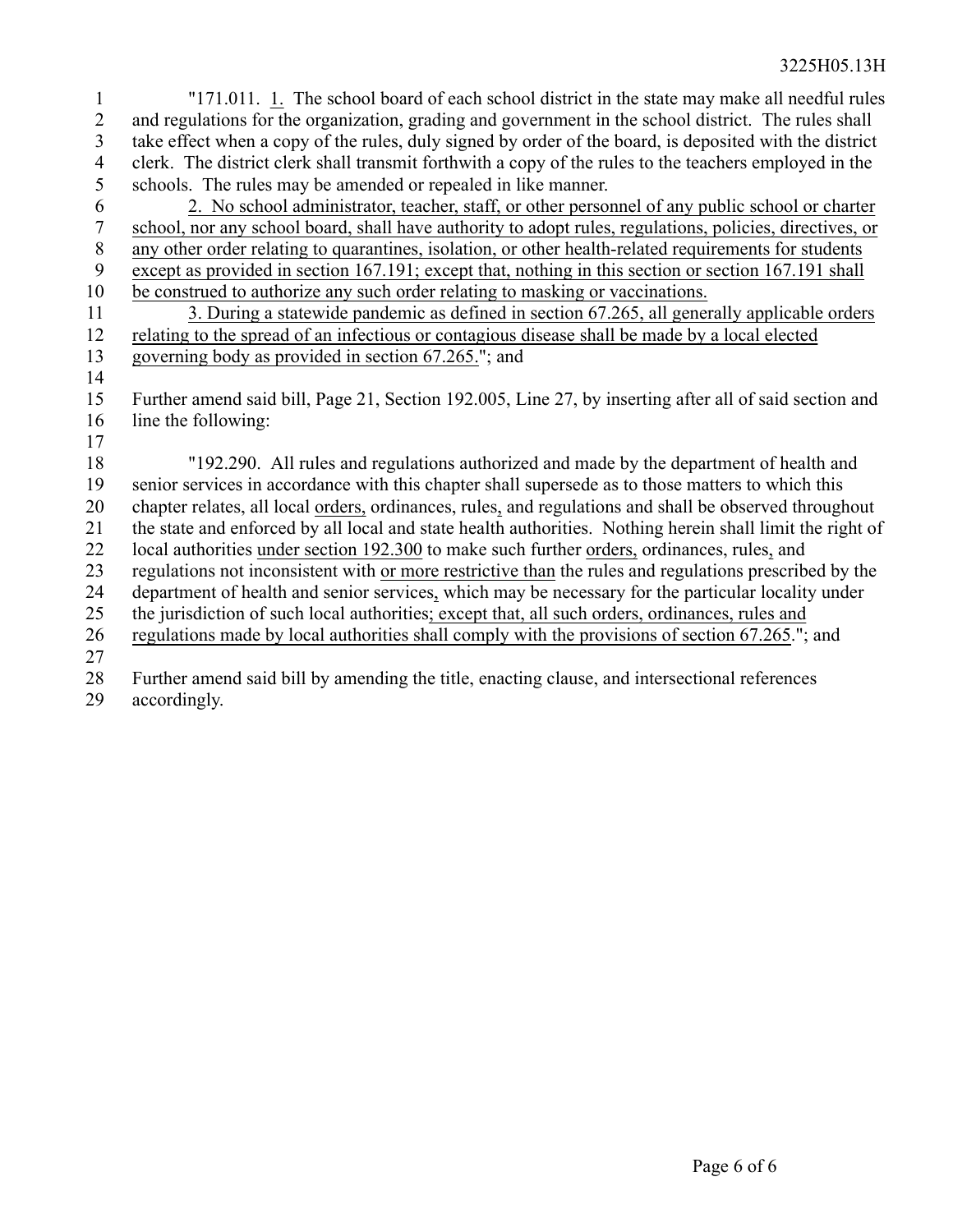"171.011. 1. The school board of each school district in the state may make all needful rules and regulations for the organization, grading and government in the school district. The rules shall take effect when a copy of the rules, duly signed by order of the board, is deposited with the district clerk. The district clerk shall transmit forthwith a copy of the rules to the teachers employed in the schools. The rules may be amended or repealed in like manner.

2. No school administrator, teacher, staff, or other personnel of any public school or charter school, nor any school board, shall have authority to adopt rules, regulations, policies, directives, or any other order relating to quarantines, isolation, or other health-related requirements for students except as provided in section 167.191; except that, nothing in this section or section 167.191 shall be construed to authorize any such order relating to masking or vaccinations.

3. During a statewide pandemic as defined in section 67.265, all generally applicable orders relating to the spread of an infectious or contagious disease shall be made by a local elected governing body as provided in section 67.265."; and

Further amend said bill, Page 21, Section 192.005, Line 27, by inserting after all of said section and line the following:

"192.290. All rules and regulations authorized and made by the department of health and senior services in accordance with this chapter shall supersede as to those matters to which this chapter relates, all local orders, ordinances, rules, and regulations and shall be observed throughout the state and enforced by all local and state health authorities. Nothing herein shall limit the right of local authorities under section 192.300 to make such further orders, ordinances, rules, and regulations not inconsistent with or more restrictive than the rules and regulations prescribed by the department of health and senior services, which may be necessary for the particular locality under the jurisdiction of such local authorities; except that, all such orders, ordinances, rules and regulations made by local authorities shall comply with the provisions of section 67.265."; and

Further amend said bill by amending the title, enacting clause, and intersectional references accordingly.